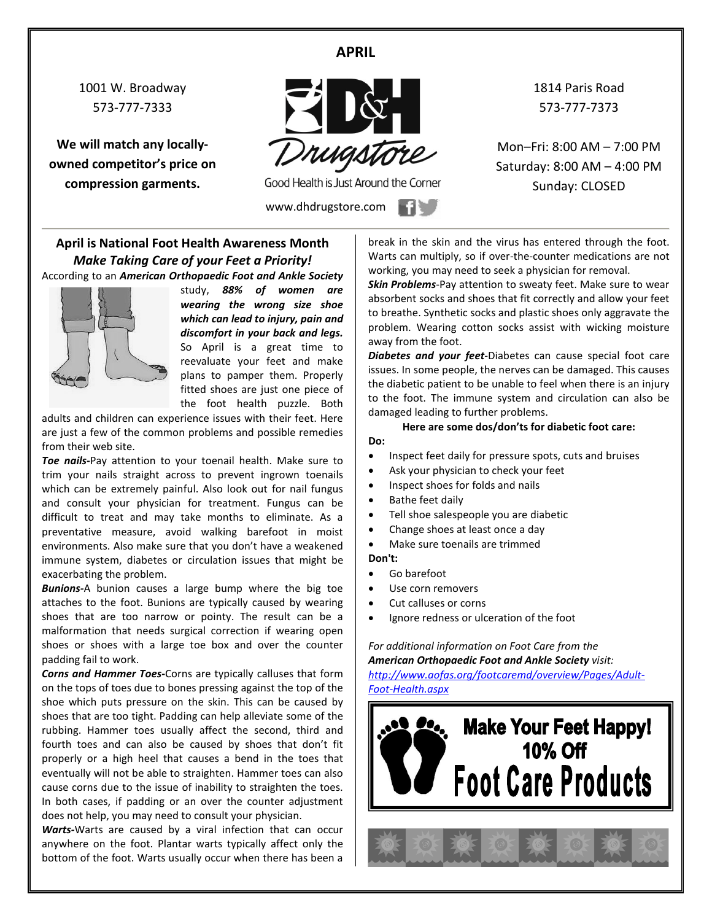# APRIL

1001 W. Broadway
573-777-7333

**We will match any locally-owned competitor's price on compression garments.**

D&H Drugstore

Good Health is Just Around the Corner

www.dhdrugstore.com

1814 Paris Road
573-777-7373

Mon–Fri: 8:00 AM – 7:00 PM
Saturday: 8:00 AM – 4:00 PM
Sunday: CLOSED

## April is National Foot Health Awareness Month

### *Make Taking Care of your Feet a Priority!*

According to an ***American Orthopaedic Foot and Ankle Society*** study, ***88% of women are wearing the wrong size shoe which can lead to injury, pain and discomfort in your back and legs.*** So April is a great time to reevaluate your feet and make plans to pamper them. Properly fitted shoes are just one piece of the foot health puzzle. Both adults and children can experience issues with their feet. Here are just a few of the common problems and possible remedies from their web site.

***Toe nails-***Pay attention to your toenail health. Make sure to trim your nails straight across to prevent ingrown toenails which can be extremely painful. Also look out for nail fungus and consult your physician for treatment. Fungus can be difficult to treat and may take months to eliminate. As a preventative measure, avoid walking barefoot in moist environments. Also make sure that you don't have a weakened immune system, diabetes or circulation issues that might be exacerbating the problem.

***Bunions-***A bunion causes a large bump where the big toe attaches to the foot. Bunions are typically caused by wearing shoes that are too narrow or pointy. The result can be a malformation that needs surgical correction if wearing open shoes or shoes with a large toe box and over the counter padding fail to work.

***Corns and Hammer Toes-***Corns are typically calluses that form on the tops of toes due to bones pressing against the top of the shoe which puts pressure on the skin. This can be caused by shoes that are too tight. Padding can help alleviate some of the rubbing. Hammer toes usually affect the second, third and fourth toes and can also be caused by shoes that don't fit properly or a high heel that causes a bend in the toes that eventually will not be able to straighten. Hammer toes can also cause corns due to the issue of inability to straighten the toes. In both cases, if padding or an over the counter adjustment does not help, you may need to consult your physician.

***Warts-***Warts are caused by a viral infection that can occur anywhere on the foot. Plantar warts typically affect only the bottom of the foot. Warts usually occur when there has been a break in the skin and the virus has entered through the foot. Warts can multiply, so if over-the-counter medications are not working, you may need to seek a physician for removal.

***Skin Problems***-Pay attention to sweaty feet. Make sure to wear absorbent socks and shoes that fit correctly and allow your feet to breathe. Synthetic socks and plastic shoes only aggravate the problem. Wearing cotton socks assist with wicking moisture away from the foot.

***Diabetes and your feet***-Diabetes can cause special foot care issues. In some people, the nerves can be damaged. This causes the diabetic patient to be unable to feel when there is an injury to the foot. The immune system and circulation can also be damaged leading to further problems.

**Here are some dos/don'ts for diabetic foot care:**

**Do:**

- Inspect feet daily for pressure spots, cuts and bruises
- Ask your physician to check your feet
- Inspect shoes for folds and nails
- Bathe feet daily
- Tell shoe salespeople you are diabetic
- Change shoes at least once a day
- Make sure toenails are trimmed

**Don't:**

- Go barefoot
- Use corn removers
- Cut calluses or corns
- Ignore redness or ulceration of the foot

*For additional information on Foot Care from the* ***American Orthopaedic Foot and Ankle Society*** *visit:* [http://www.aofas.org/footcaremd/overview/Pages/Adult-Foot-Health.aspx](http://www.aofas.org/footcaremd/overview/Pages/Adult-Foot-Health.aspx)

**Make Your Feet Happy!**
**10% Off**
**Foot Care Products**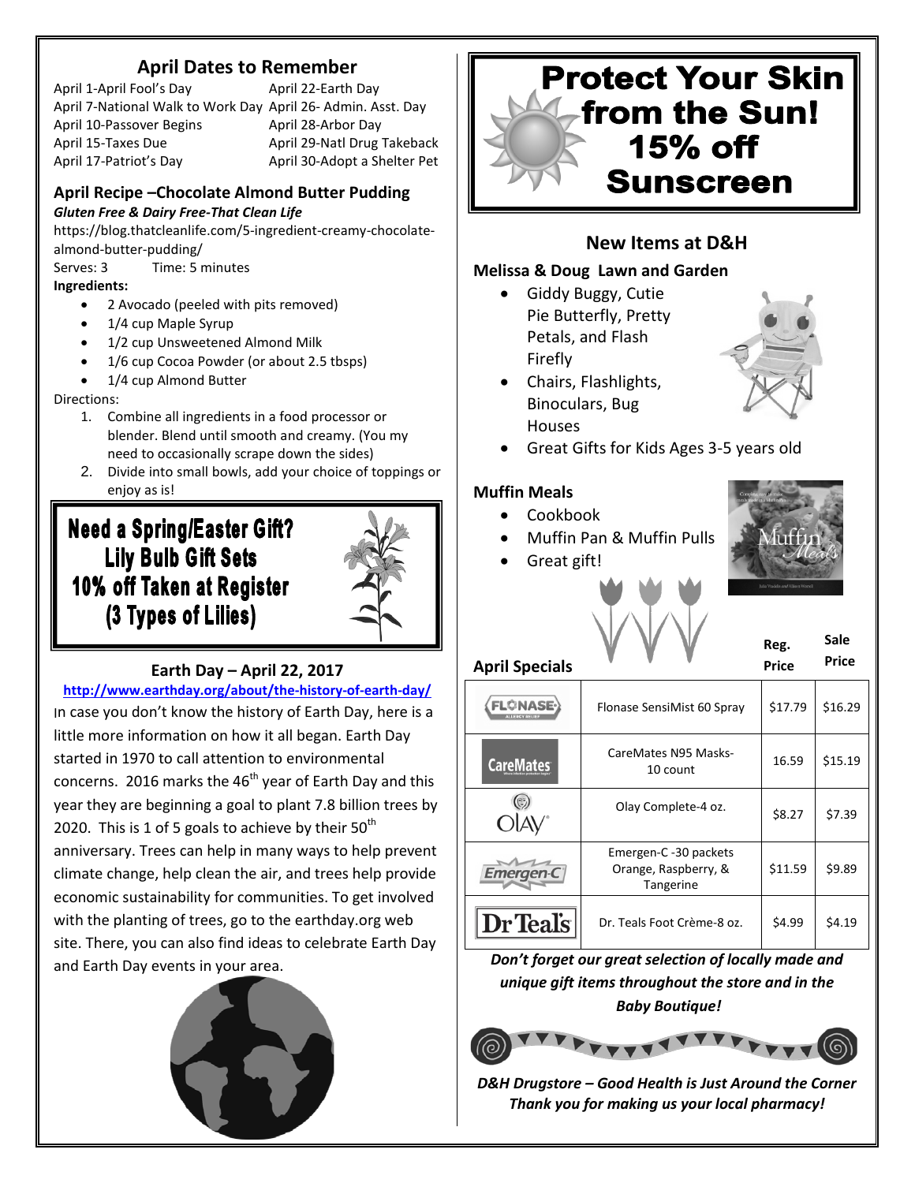## April Dates to Remember

April 1-April Fool's Day
April 7-National Walk to Work Day
April 10-Passover Begins
April 15-Taxes Due
April 17-Patriot's Day
April 22-Earth Day
April 26- Admin. Asst. Day
April 28-Arbor Day
April 29-Natl Drug Takeback
April 30-Adopt a Shelter Pet

## April Recipe –Chocolate Almond Butter Pudding

***Gluten Free & Dairy Free-That Clean Life***

https://blog.thatcleanlife.com/5-ingredient-creamy-chocolate-almond-butter-pudding/

Serves: 3 Time: 5 minutes

**Ingredients:**

- 2 Avocado (peeled with pits removed)
- 1/4 cup Maple Syrup
- 1/2 cup Unsweetened Almond Milk
- 1/6 cup Cocoa Powder (or about 2.5 tbsps)
- 1/4 cup Almond Butter

Directions:

1. Combine all ingredients in a food processor or blender. Blend until smooth and creamy. (You my need to occasionally scrape down the sides)
2. Divide into small bowls, add your choice of toppings or enjoy as is!

**Need a Spring/Easter Gift?**
**Lily Bulb Gift Sets**
**10% off Taken at Register**
**(3 Types of Lilies)**

### Earth Day – April 22, 2017

**http://www.earthday.org/about/the-history-of-earth-day/**

In case you don't know the history of Earth Day, here is a little more information on how it all began. Earth Day started in 1970 to call attention to environmental concerns. 2016 marks the 46th year of Earth Day and this year they are beginning a goal to plant 7.8 billion trees by 2020. This is 1 of 5 goals to achieve by their 50th anniversary. Trees can help in many ways to help prevent climate change, help clean the air, and trees help provide economic sustainability for communities. To get involved with the planting of trees, go to the earthday.org web site. There, you can also find ideas to celebrate Earth Day and Earth Day events in your area.

# Protect Your Skin from the Sun! 15% off Sunscreen

### New Items at D&H

**Melissa & Doug Lawn and Garden**

- Giddy Buggy, Cutie Pie Butterfly, Pretty Petals, and Flash Firefly
- Chairs, Flashlights, Binoculars, Bug Houses
- Great Gifts for Kids Ages 3-5 years old

**Muffin Meals**

- Cookbook
- Muffin Pan & Muffin Pulls
- Great gift!

**April Specials**

| | | Reg. Price | Sale Price |
|---|---|---|---|
| FLONASE | Flonase SensiMist 60 Spray | $17.79 | $16.29 |
| CareMates | CareMates N95 Masks-10 count | 16.59 | $15.19 |
| OLAY | Olay Complete-4 oz. | $8.27 | $7.39 |
| Emergen-C | Emergen-C -30 packets Orange, Raspberry, & Tangerine | $11.59 | $9.89 |
| Dr Teals | Dr. Teals Foot Crème-8 oz. | $4.99 | $4.19 |

***Don't forget our great selection of locally made and unique gift items throughout the store and in the Baby Boutique!***

***D&H Drugstore – Good Health is Just Around the Corner***
***Thank you for making us your local pharmacy!***